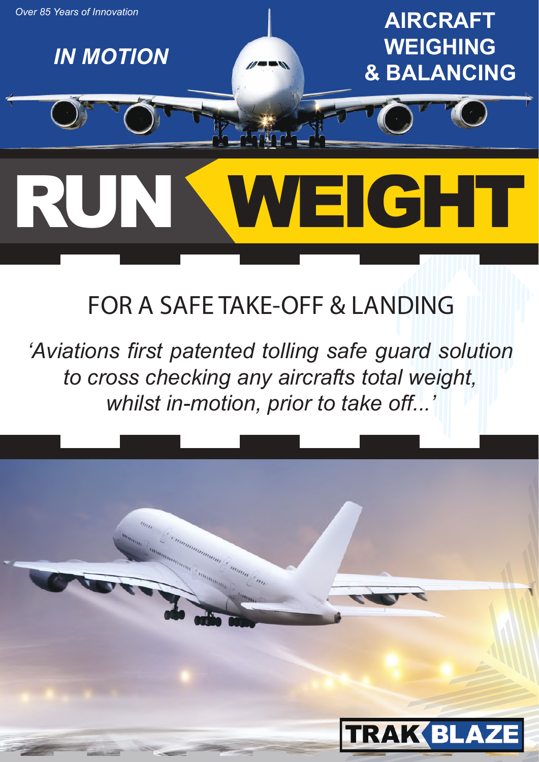*Over 85 Years of Innovation*

***IN MOTION***

**AIRCRAFT WEIGHING & BALANCING**

# RUN WEIGHT

## FOR A SAFE TAKE-OFF & LANDING

*'Aviations first patented tolling safe guard solution to cross checking any aircrafts total weight, whilst in-motion, prior to take off...'*

**TRAK BLAZE**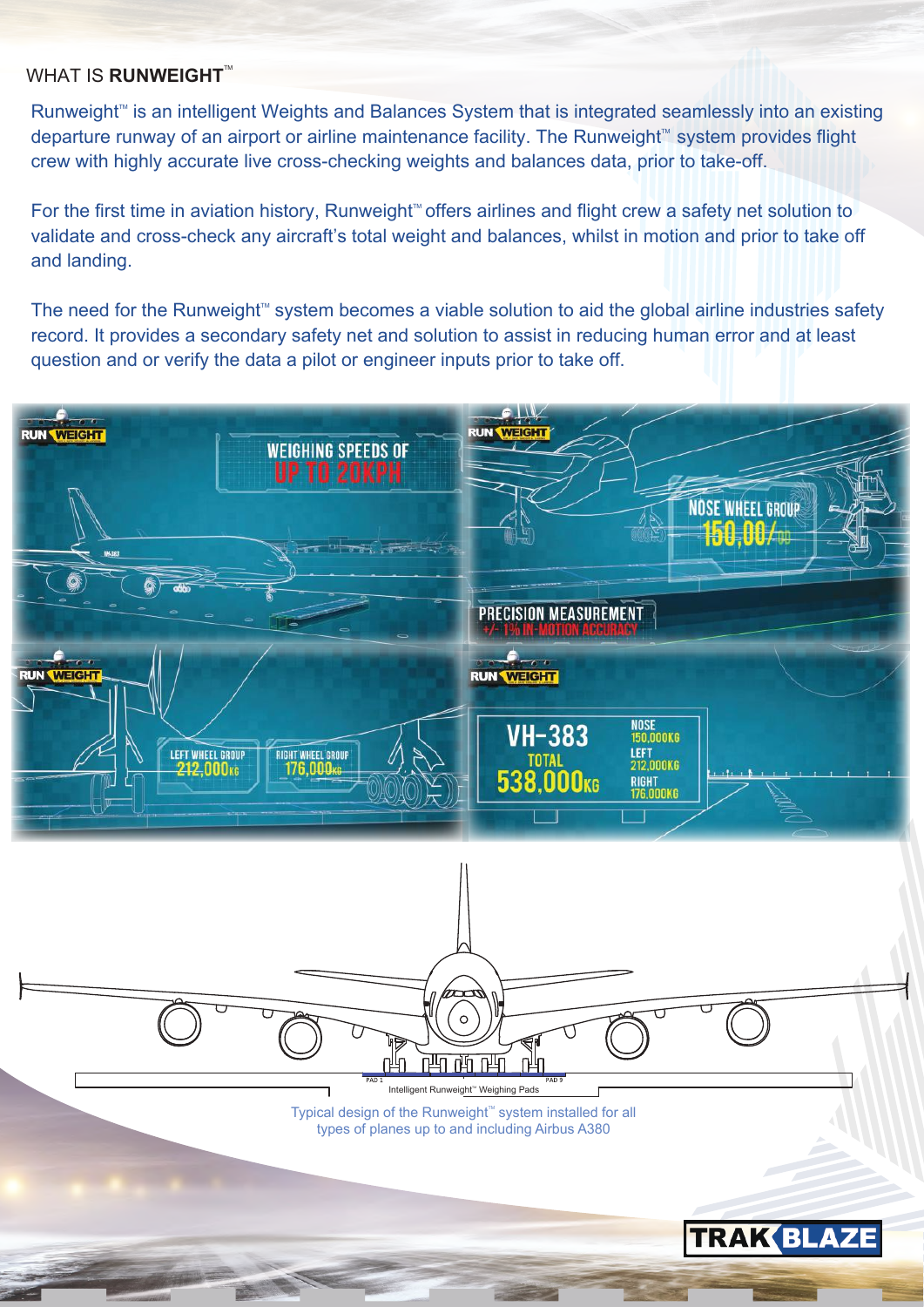## WHAT IS **RUNWEIGHT**™

Runweight™ is an intelligent Weights and Balances System that is integrated seamlessly into an existing departure runway of an airport or airline maintenance facility. The Runweight™ system provides flight crew with highly accurate live cross-checking weights and balances data, prior to take-off.

For the first time in aviation history, Runweight™ offers airlines and flight crew a safety net solution to validate and cross-check any aircraft's total weight and balances, whilst in motion and prior to take off and landing.

The need for the Runweight™ system becomes a viable solution to aid the global airline industries safety record. It provides a secondary safety net and solution to assist in reducing human error and at least question and or verify the data a pilot or engineer inputs prior to take off.

Typical design of the Runweight™ system installed for all types of planes up to and including Airbus A380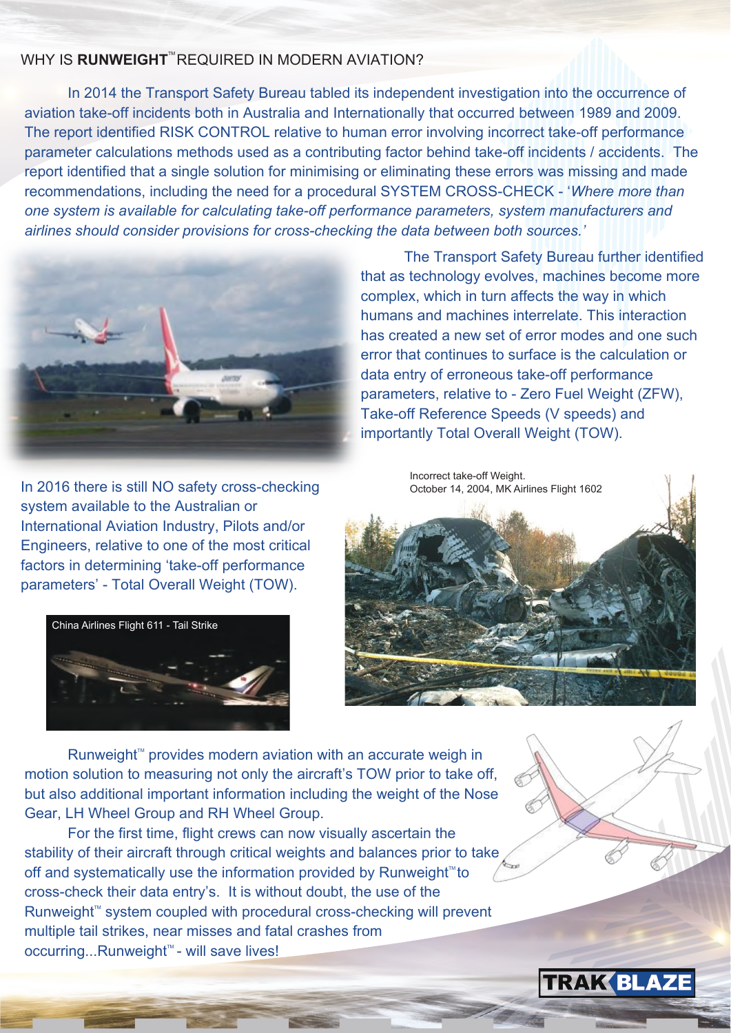## WHY IS **RUNWEIGHT™** REQUIRED IN MODERN AVIATION?

In 2014 the Transport Safety Bureau tabled its independent investigation into the occurrence of aviation take-off incidents both in Australia and Internationally that occurred between 1989 and 2009. The report identified RISK CONTROL relative to human error involving incorrect take-off performance parameter calculations methods used as a contributing factor behind take-off incidents / accidents. The report identified that a single solution for minimising or eliminating these errors was missing and made recommendations, including the need for a procedural SYSTEM CROSS-CHECK - '*Where more than one system is available for calculating take-off performance parameters, system manufacturers and airlines should consider provisions for cross-checking the data between both sources.'*

The Transport Safety Bureau further identified that as technology evolves, machines become more complex, which in turn affects the way in which humans and machines interrelate. This interaction has created a new set of error modes and one such error that continues to surface is the calculation or data entry of erroneous take-off performance parameters, relative to - Zero Fuel Weight (ZFW), Take-off Reference Speeds (V speeds) and importantly Total Overall Weight (TOW).

In 2016 there is still NO safety cross-checking system available to the Australian or International Aviation Industry, Pilots and/or Engineers, relative to one of the most critical factors in determining 'take-off performance parameters' - Total Overall Weight (TOW).

Incorrect take-off Weight.
October 14, 2004, MK Airlines Flight 1602

China Airlines Flight 611 - Tail Strike

Runweight™ provides modern aviation with an accurate weigh in motion solution to measuring not only the aircraft's TOW prior to take off, but also additional important information including the weight of the Nose Gear, LH Wheel Group and RH Wheel Group.

For the first time, flight crews can now visually ascertain the stability of their aircraft through critical weights and balances prior to take off and systematically use the information provided by Runweight™ to cross-check their data entry's. It is without doubt, the use of the Runweight™ system coupled with procedural cross-checking will prevent multiple tail strikes, near misses and fatal crashes from occurring...Runweight™ - will save lives!

TRAKBLAZE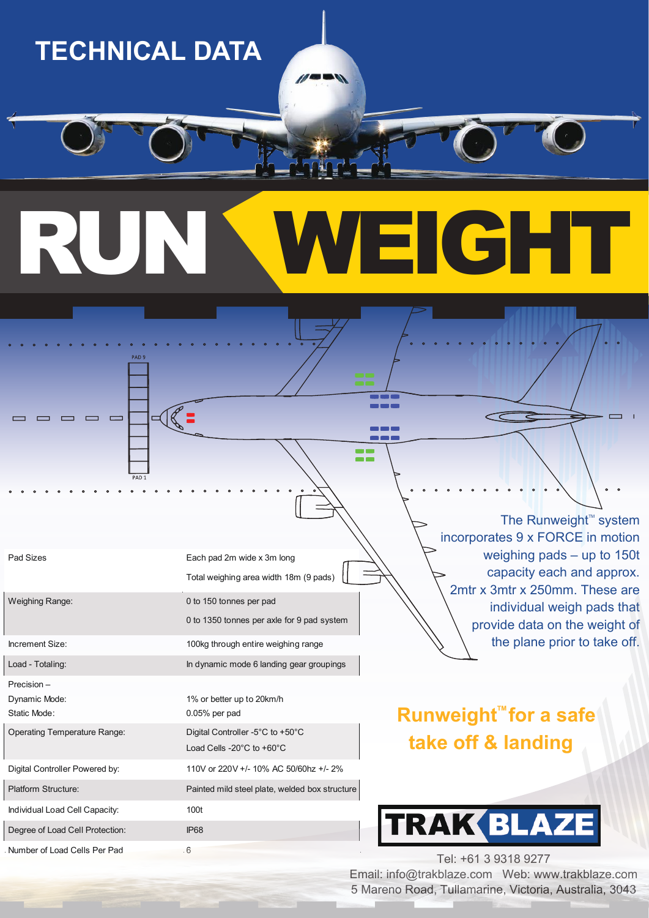# TECHNICAL DATA

# RUN WEIGHT

PAD 9

PAD 1

| | |
|---|---|
| Pad Sizes | Each pad 2m wide x 3m long<br>Total weighing area width 18m (9 pads) |
| Weighing Range: | 0 to 150 tonnes per pad<br>0 to 1350 tonnes per axle for 9 pad system |
| Increment Size: | 100kg through entire weighing range |
| Load - Totaling: | In dynamic mode 6 landing gear groupings |
| Precision –<br>Dynamic Mode:<br>Static Mode: | <br>1% or better up to 20km/h<br>0.05% per pad |
| Operating Temperature Range: | Digital Controller -5°C to +50°C<br>Load Cells -20°C to +60°C |
| Digital Controller Powered by: | 110V or 220V +/- 10% AC 50/60hz +/- 2% |
| Platform Structure: | Painted mild steel plate, welded box structure |
| Individual Load Cell Capacity: | 100t |
| Degree of Load Cell Protection: | IP68 |
| Number of Load Cells Per Pad | 6 |

The Runweight™ system incorporates 9 x FORCE in motion weighing pads – up to 150t capacity each and approx. 2mtr x 3mtr x 250mm. These are individual weigh pads that provide data on the weight of the plane prior to take off.

**Runweight™ for a safe take off & landing**

**TRAK BLAZE**

Tel: +61 3 9318 9277
Email: info@trakblaze.com Web: www.trakblaze.com
5 Mareno Road, Tullamarine, Victoria, Australia, 3043